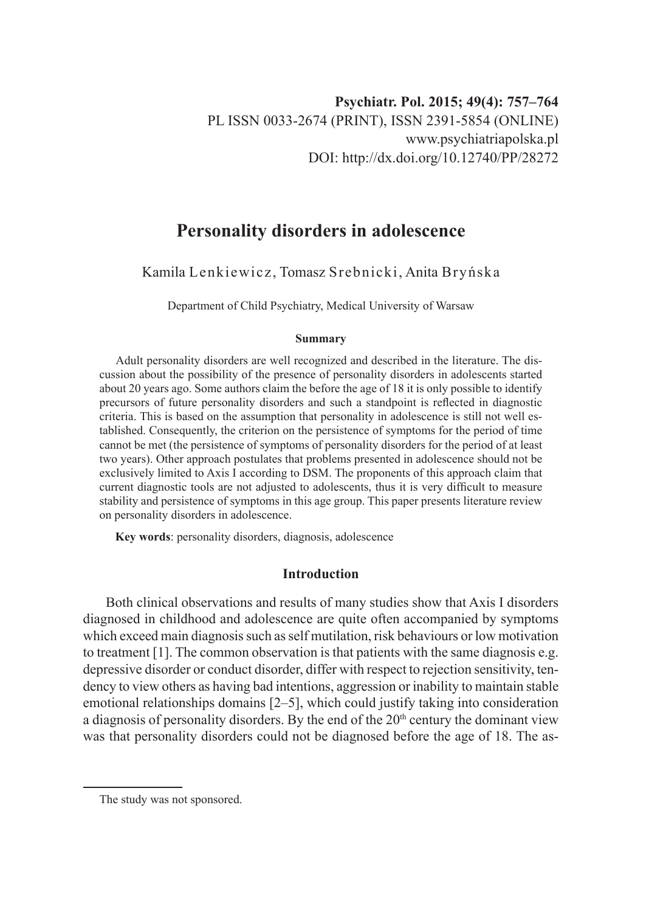# Personality disorders in adolescence

Kamila Lenkiewicz, Tomasz Srebnicki, Anita Bryńska

Department of Child Psychiatry, Medical University of Warsaw

**Summary**

Adult personality disorders are well recognized and described in the literature. The discussion about the possibility of the presence of personality disorders in adolescents started about 20 years ago. Some authors claim the before the age of 18 it is only possible to identify precursors of future personality disorders and such a standpoint is reflected in diagnostic criteria. This is based on the assumption that personality in adolescence is still not well established. Consequently, the criterion on the persistence of symptoms for the period of time cannot be met (the persistence of symptoms of personality disorders for the period of at least two years). Other approach postulates that problems presented in adolescence should not be exclusively limited to Axis I according to DSM. The proponents of this approach claim that current diagnostic tools are not adjusted to adolescents, thus it is very difficult to measure stability and persistence of symptoms in this age group. This paper presents literature review on personality disorders in adolescence.

**Key words**: personality disorders, diagnosis, adolescence

## Introduction

Both clinical observations and results of many studies show that Axis I disorders diagnosed in childhood and adolescence are quite often accompanied by symptoms which exceed main diagnosis such as self mutilation, risk behaviours or low motivation to treatment [1]. The common observation is that patients with the same diagnosis e.g. depressive disorder or conduct disorder, differ with respect to rejection sensitivity, tendency to view others as having bad intentions, aggression or inability to maintain stable emotional relationships domains [2–5], which could justify taking into consideration a diagnosis of personality disorders. By the end of the 20th century the dominant view was that personality disorders could not be diagnosed before the age of 18. The as-

The study was not sponsored.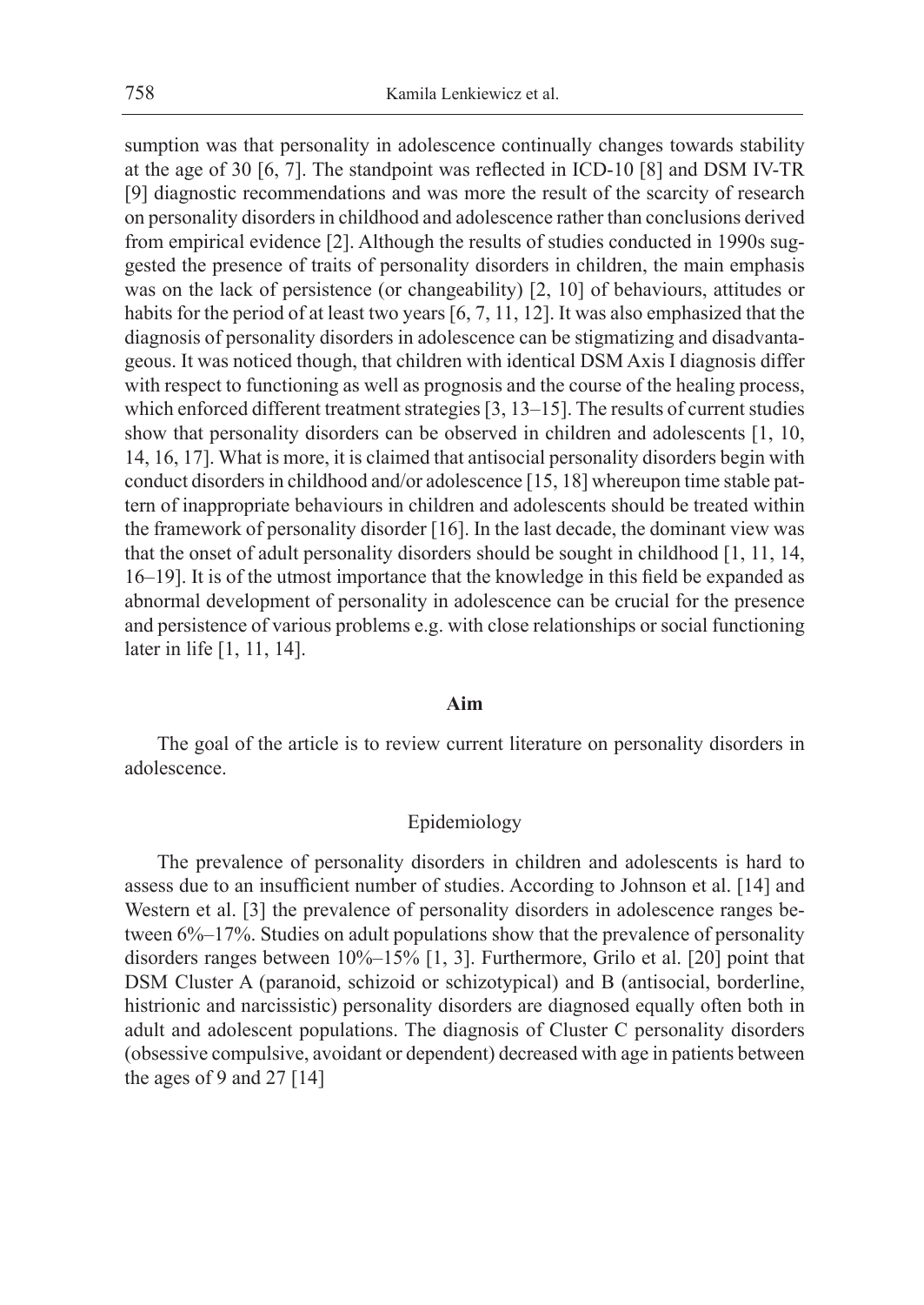sumption was that personality in adolescence continually changes towards stability at the age of 30 [6, 7]. The standpoint was reflected in ICD-10 [8] and DSM IV-TR [9] diagnostic recommendations and was more the result of the scarcity of research on personality disorders in childhood and adolescence rather than conclusions derived from empirical evidence [2]. Although the results of studies conducted in 1990s suggested the presence of traits of personality disorders in children, the main emphasis was on the lack of persistence (or changeability) [2, 10] of behaviours, attitudes or habits for the period of at least two years [6, 7, 11, 12]. It was also emphasized that the diagnosis of personality disorders in adolescence can be stigmatizing and disadvantageous. It was noticed though, that children with identical DSM Axis I diagnosis differ with respect to functioning as well as prognosis and the course of the healing process, which enforced different treatment strategies [3, 13–15]. The results of current studies show that personality disorders can be observed in children and adolescents [1, 10, 14, 16, 17]. What is more, it is claimed that antisocial personality disorders begin with conduct disorders in childhood and/or adolescence [15, 18] whereupon time stable pattern of inappropriate behaviours in children and adolescents should be treated within the framework of personality disorder [16]. In the last decade, the dominant view was that the onset of adult personality disorders should be sought in childhood [1, 11, 14, 16–19]. It is of the utmost importance that the knowledge in this field be expanded as abnormal development of personality in adolescence can be crucial for the presence and persistence of various problems e.g. with close relationships or social functioning later in life [1, 11, 14].

## Aim

The goal of the article is to review current literature on personality disorders in adolescence.

### Epidemiology

The prevalence of personality disorders in children and adolescents is hard to assess due to an insufficient number of studies. According to Johnson et al. [14] and Western et al. [3] the prevalence of personality disorders in adolescence ranges between 6%–17%. Studies on adult populations show that the prevalence of personality disorders ranges between 10%–15% [1, 3]. Furthermore, Grilo et al. [20] point that DSM Cluster A (paranoid, schizoid or schizotypical) and B (antisocial, borderline, histrionic and narcissistic) personality disorders are diagnosed equally often both in adult and adolescent populations. The diagnosis of Cluster C personality disorders (obsessive compulsive, avoidant or dependent) decreased with age in patients between the ages of 9 and 27 [14]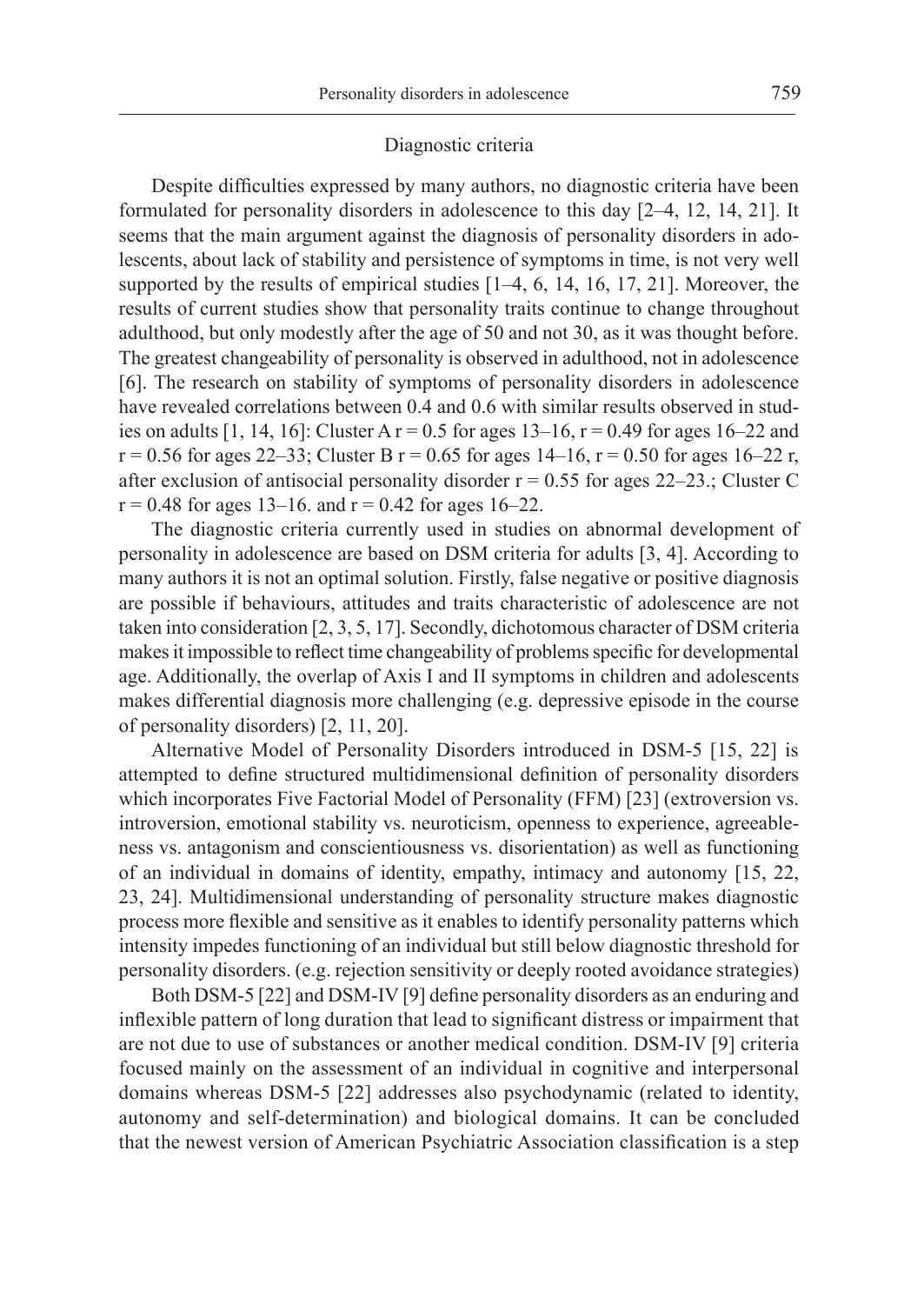## Diagnostic criteria

Despite difficulties expressed by many authors, no diagnostic criteria have been formulated for personality disorders in adolescence to this day [2–4, 12, 14, 21]. It seems that the main argument against the diagnosis of personality disorders in adolescents, about lack of stability and persistence of symptoms in time, is not very well supported by the results of empirical studies [1–4, 6, 14, 16, 17, 21]. Moreover, the results of current studies show that personality traits continue to change throughout adulthood, but only modestly after the age of 50 and not 30, as it was thought before. The greatest changeability of personality is observed in adulthood, not in adolescence [6]. The research on stability of symptoms of personality disorders in adolescence have revealed correlations between 0.4 and 0.6 with similar results observed in studies on adults [1, 14, 16]: Cluster A $r = 0.5$ for ages 13–16, $r = 0.49$ for ages 16–22 and $r = 0.56$ for ages 22–33; Cluster B $r = 0.65$ for ages 14–16, $r = 0.50$ for ages 16–22 r, after exclusion of antisocial personality disorder $r = 0.55$ for ages 22–23.; Cluster C $r = 0.48$ for ages 13–16. and $r = 0.42$ for ages 16–22.

The diagnostic criteria currently used in studies on abnormal development of personality in adolescence are based on DSM criteria for adults [3, 4]. According to many authors it is not an optimal solution. Firstly, false negative or positive diagnosis are possible if behaviours, attitudes and traits characteristic of adolescence are not taken into consideration [2, 3, 5, 17]. Secondly, dichotomous character of DSM criteria makes it impossible to reflect time changeability of problems specific for developmental age. Additionally, the overlap of Axis I and II symptoms in children and adolescents makes differential diagnosis more challenging (e.g. depressive episode in the course of personality disorders) [2, 11, 20].

Alternative Model of Personality Disorders introduced in DSM-5 [15, 22] is attempted to define structured multidimensional definition of personality disorders which incorporates Five Factorial Model of Personality (FFM) [23] (extroversion vs. introversion, emotional stability vs. neuroticism, openness to experience, agreeableness vs. antagonism and conscientiousness vs. disorientation) as well as functioning of an individual in domains of identity, empathy, intimacy and autonomy [15, 22, 23, 24]. Multidimensional understanding of personality structure makes diagnostic process more flexible and sensitive as it enables to identify personality patterns which intensity impedes functioning of an individual but still below diagnostic threshold for personality disorders. (e.g. rejection sensitivity or deeply rooted avoidance strategies)

Both DSM-5 [22] and DSM-IV [9] define personality disorders as an enduring and inflexible pattern of long duration that lead to significant distress or impairment that are not due to use of substances or another medical condition. DSM-IV [9] criteria focused mainly on the assessment of an individual in cognitive and interpersonal domains whereas DSM-5 [22] addresses also psychodynamic (related to identity, autonomy and self-determination) and biological domains. It can be concluded that the newest version of American Psychiatric Association classification is a step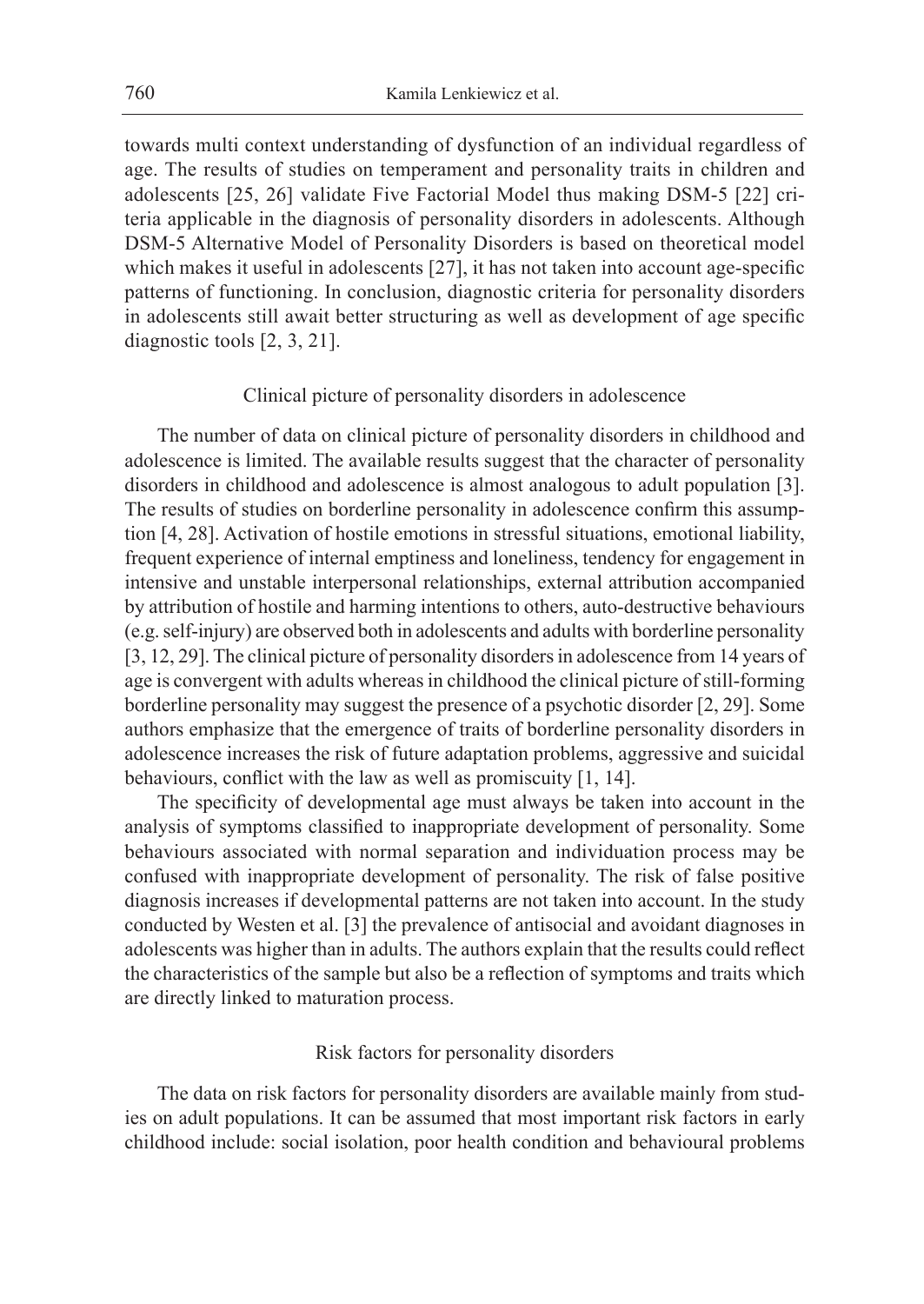towards multi context understanding of dysfunction of an individual regardless of age. The results of studies on temperament and personality traits in children and adolescents [25, 26] validate Five Factorial Model thus making DSM-5 [22] criteria applicable in the diagnosis of personality disorders in adolescents. Although DSM-5 Alternative Model of Personality Disorders is based on theoretical model which makes it useful in adolescents [27], it has not taken into account age-specific patterns of functioning. In conclusion, diagnostic criteria for personality disorders in adolescents still await better structuring as well as development of age specific diagnostic tools [2, 3, 21].

## Clinical picture of personality disorders in adolescence

The number of data on clinical picture of personality disorders in childhood and adolescence is limited. The available results suggest that the character of personality disorders in childhood and adolescence is almost analogous to adult population [3]. The results of studies on borderline personality in adolescence confirm this assumption [4, 28]. Activation of hostile emotions in stressful situations, emotional liability, frequent experience of internal emptiness and loneliness, tendency for engagement in intensive and unstable interpersonal relationships, external attribution accompanied by attribution of hostile and harming intentions to others, auto-destructive behaviours (e.g. self-injury) are observed both in adolescents and adults with borderline personality [3, 12, 29]. The clinical picture of personality disorders in adolescence from 14 years of age is convergent with adults whereas in childhood the clinical picture of still-forming borderline personality may suggest the presence of a psychotic disorder [2, 29]. Some authors emphasize that the emergence of traits of borderline personality disorders in adolescence increases the risk of future adaptation problems, aggressive and suicidal behaviours, conflict with the law as well as promiscuity [1, 14].

The specificity of developmental age must always be taken into account in the analysis of symptoms classified to inappropriate development of personality. Some behaviours associated with normal separation and individuation process may be confused with inappropriate development of personality. The risk of false positive diagnosis increases if developmental patterns are not taken into account. In the study conducted by Westen et al. [3] the prevalence of antisocial and avoidant diagnoses in adolescents was higher than in adults. The authors explain that the results could reflect the characteristics of the sample but also be a reflection of symptoms and traits which are directly linked to maturation process.

## Risk factors for personality disorders

The data on risk factors for personality disorders are available mainly from studies on adult populations. It can be assumed that most important risk factors in early childhood include: social isolation, poor health condition and behavioural problems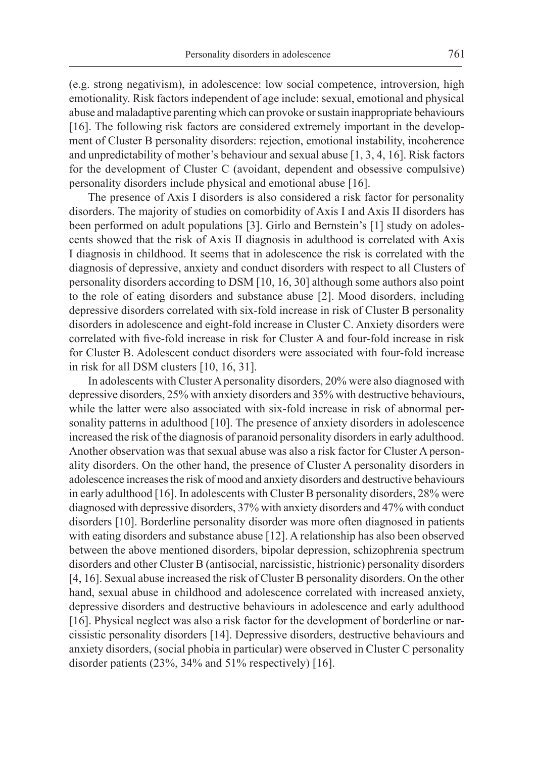(e.g. strong negativism), in adolescence: low social competence, introversion, high emotionality. Risk factors independent of age include: sexual, emotional and physical abuse and maladaptive parenting which can provoke or sustain inappropriate behaviours [16]. The following risk factors are considered extremely important in the development of Cluster B personality disorders: rejection, emotional instability, incoherence and unpredictability of mother's behaviour and sexual abuse [1, 3, 4, 16]. Risk factors for the development of Cluster C (avoidant, dependent and obsessive compulsive) personality disorders include physical and emotional abuse [16].

The presence of Axis I disorders is also considered a risk factor for personality disorders. The majority of studies on comorbidity of Axis I and Axis II disorders has been performed on adult populations [3]. Girlo and Bernstein's [1] study on adolescents showed that the risk of Axis II diagnosis in adulthood is correlated with Axis I diagnosis in childhood. It seems that in adolescence the risk is correlated with the diagnosis of depressive, anxiety and conduct disorders with respect to all Clusters of personality disorders according to DSM [10, 16, 30] although some authors also point to the role of eating disorders and substance abuse [2]. Mood disorders, including depressive disorders correlated with six-fold increase in risk of Cluster B personality disorders in adolescence and eight-fold increase in Cluster C. Anxiety disorders were correlated with five-fold increase in risk for Cluster A and four-fold increase in risk for Cluster B. Adolescent conduct disorders were associated with four-fold increase in risk for all DSM clusters [10, 16, 31].

In adolescents with Cluster A personality disorders, 20% were also diagnosed with depressive disorders, 25% with anxiety disorders and 35% with destructive behaviours, while the latter were also associated with six-fold increase in risk of abnormal personality patterns in adulthood [10]. The presence of anxiety disorders in adolescence increased the risk of the diagnosis of paranoid personality disorders in early adulthood. Another observation was that sexual abuse was also a risk factor for Cluster A personality disorders. On the other hand, the presence of Cluster A personality disorders in adolescence increases the risk of mood and anxiety disorders and destructive behaviours in early adulthood [16]. In adolescents with Cluster B personality disorders, 28% were diagnosed with depressive disorders, 37% with anxiety disorders and 47% with conduct disorders [10]. Borderline personality disorder was more often diagnosed in patients with eating disorders and substance abuse [12]. A relationship has also been observed between the above mentioned disorders, bipolar depression, schizophrenia spectrum disorders and other Cluster B (antisocial, narcissistic, histrionic) personality disorders [4, 16]. Sexual abuse increased the risk of Cluster B personality disorders. On the other hand, sexual abuse in childhood and adolescence correlated with increased anxiety, depressive disorders and destructive behaviours in adolescence and early adulthood [16]. Physical neglect was also a risk factor for the development of borderline or narcissistic personality disorders [14]. Depressive disorders, destructive behaviours and anxiety disorders, (social phobia in particular) were observed in Cluster C personality disorder patients (23%, 34% and 51% respectively) [16].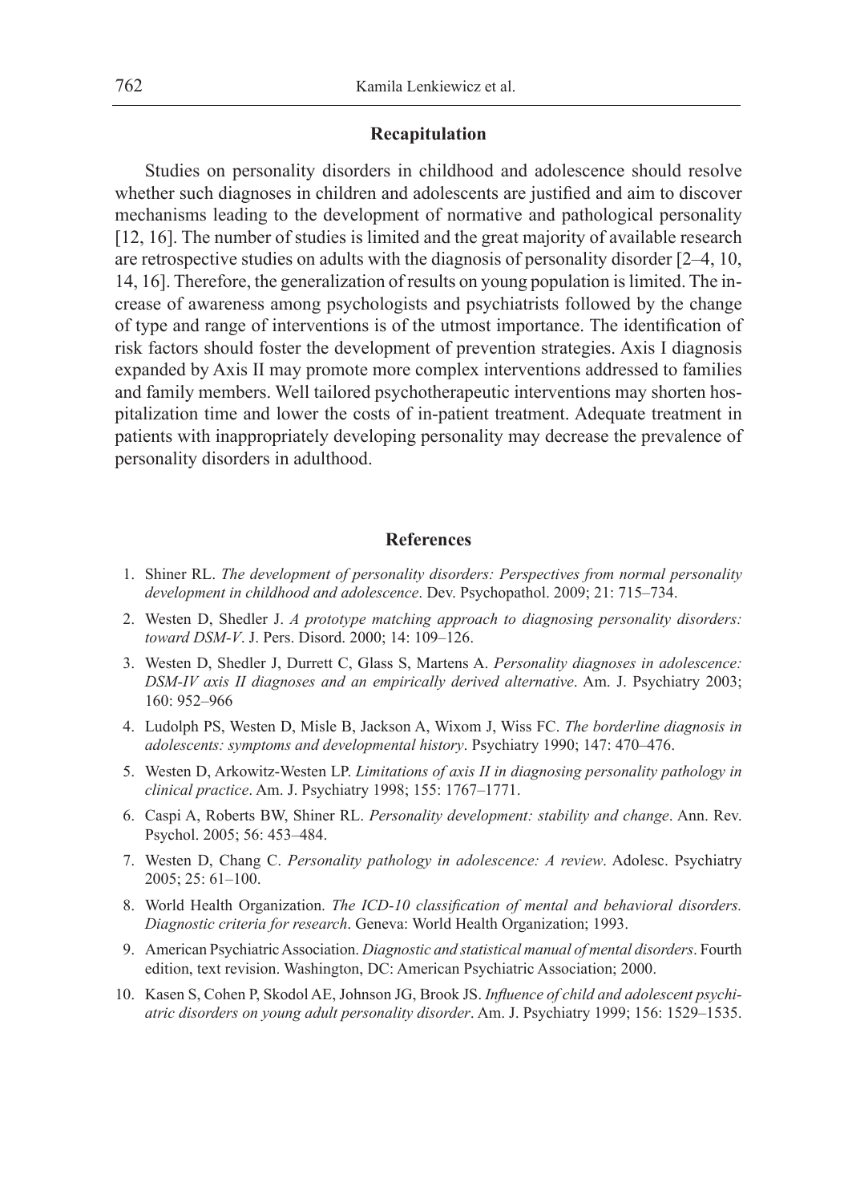## Recapitulation

Studies on personality disorders in childhood and adolescence should resolve whether such diagnoses in children and adolescents are justified and aim to discover mechanisms leading to the development of normative and pathological personality [12, 16]. The number of studies is limited and the great majority of available research are retrospective studies on adults with the diagnosis of personality disorder [2–4, 10, 14, 16]. Therefore, the generalization of results on young population is limited. The increase of awareness among psychologists and psychiatrists followed by the change of type and range of interventions is of the utmost importance. The identification of risk factors should foster the development of prevention strategies. Axis I diagnosis expanded by Axis II may promote more complex interventions addressed to families and family members. Well tailored psychotherapeutic interventions may shorten hospitalization time and lower the costs of in-patient treatment. Adequate treatment in patients with inappropriately developing personality may decrease the prevalence of personality disorders in adulthood.

## References

1. Shiner RL. *The development of personality disorders: Perspectives from normal personality development in childhood and adolescence*. Dev. Psychopathol. 2009; 21: 715–734.
2. Westen D, Shedler J. *A prototype matching approach to diagnosing personality disorders: toward DSM-V*. J. Pers. Disord. 2000; 14: 109–126.
3. Westen D, Shedler J, Durrett C, Glass S, Martens A. *Personality diagnoses in adolescence: DSM-IV axis II diagnoses and an empirically derived alternative*. Am. J. Psychiatry 2003; 160: 952–966
4. Ludolph PS, Westen D, Misle B, Jackson A, Wixom J, Wiss FC. *The borderline diagnosis in adolescents: symptoms and developmental history*. Psychiatry 1990; 147: 470–476.
5. Westen D, Arkowitz-Westen LP. *Limitations of axis II in diagnosing personality pathology in clinical practice*. Am. J. Psychiatry 1998; 155: 1767–1771.
6. Caspi A, Roberts BW, Shiner RL. *Personality development: stability and change*. Ann. Rev. Psychol. 2005; 56: 453–484.
7. Westen D, Chang C. *Personality pathology in adolescence: A review*. Adolesc. Psychiatry 2005; 25: 61–100.
8. World Health Organization. *The ICD-10 classification of mental and behavioral disorders. Diagnostic criteria for research*. Geneva: World Health Organization; 1993.
9. American Psychiatric Association. *Diagnostic and statistical manual of mental disorders*. Fourth edition, text revision. Washington, DC: American Psychiatric Association; 2000.
10. Kasen S, Cohen P, Skodol AE, Johnson JG, Brook JS. *Influence of child and adolescent psychiatric disorders on young adult personality disorder*. Am. J. Psychiatry 1999; 156: 1529–1535.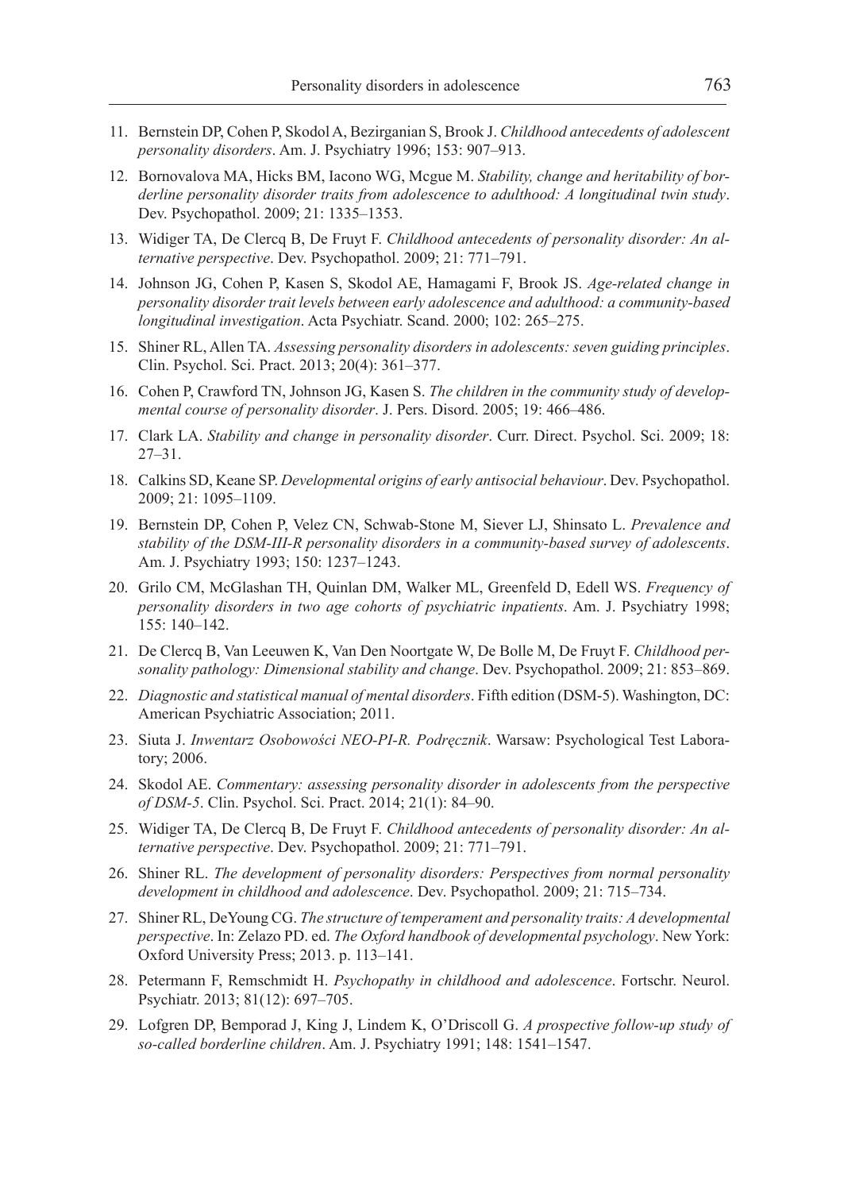11. Bernstein DP, Cohen P, Skodol A, Bezirganian S, Brook J. *Childhood antecedents of adolescent personality disorders*. Am. J. Psychiatry 1996; 153: 907–913.
12. Bornovalova MA, Hicks BM, Iacono WG, Mcgue M. *Stability, change and heritability of borderline personality disorder traits from adolescence to adulthood: A longitudinal twin study*. Dev. Psychopathol. 2009; 21: 1335–1353.
13. Widiger TA, De Clercq B, De Fruyt F. *Childhood antecedents of personality disorder: An alternative perspective*. Dev. Psychopathol. 2009; 21: 771–791.
14. Johnson JG, Cohen P, Kasen S, Skodol AE, Hamagami F, Brook JS. *Age-related change in personality disorder trait levels between early adolescence and adulthood: a community-based longitudinal investigation*. Acta Psychiatr. Scand. 2000; 102: 265–275.
15. Shiner RL, Allen TA. *Assessing personality disorders in adolescents: seven guiding principles*. Clin. Psychol. Sci. Pract. 2013; 20(4): 361–377.
16. Cohen P, Crawford TN, Johnson JG, Kasen S. *The children in the community study of developmental course of personality disorder*. J. Pers. Disord. 2005; 19: 466–486.
17. Clark LA. *Stability and change in personality disorder*. Curr. Direct. Psychol. Sci. 2009; 18: 27–31.
18. Calkins SD, Keane SP. *Developmental origins of early antisocial behaviour*. Dev. Psychopathol. 2009; 21: 1095–1109.
19. Bernstein DP, Cohen P, Velez CN, Schwab-Stone M, Siever LJ, Shinsato L. *Prevalence and stability of the DSM-III-R personality disorders in a community-based survey of adolescents*. Am. J. Psychiatry 1993; 150: 1237–1243.
20. Grilo CM, McGlashan TH, Quinlan DM, Walker ML, Greenfeld D, Edell WS. *Frequency of personality disorders in two age cohorts of psychiatric inpatients*. Am. J. Psychiatry 1998; 155: 140–142.
21. De Clercq B, Van Leeuwen K, Van Den Noortgate W, De Bolle M, De Fruyt F. *Childhood personality pathology: Dimensional stability and change*. Dev. Psychopathol. 2009; 21: 853–869.
22. *Diagnostic and statistical manual of mental disorders*. Fifth edition (DSM-5). Washington, DC: American Psychiatric Association; 2011.
23. Siuta J. *Inwentarz Osobowości NEO-PI-R. Podręcznik*. Warsaw: Psychological Test Laboratory; 2006.
24. Skodol AE. *Commentary: assessing personality disorder in adolescents from the perspective of DSM-5*. Clin. Psychol. Sci. Pract. 2014; 21(1): 84–90.
25. Widiger TA, De Clercq B, De Fruyt F. *Childhood antecedents of personality disorder: An alternative perspective*. Dev. Psychopathol. 2009; 21: 771–791.
26. Shiner RL. *The development of personality disorders: Perspectives from normal personality development in childhood and adolescence*. Dev. Psychopathol. 2009; 21: 715–734.
27. Shiner RL, DeYoung CG. *The structure of temperament and personality traits: A developmental perspective*. In: Zelazo PD. ed. *The Oxford handbook of developmental psychology*. New York: Oxford University Press; 2013. p. 113–141.
28. Petermann F, Remschmidt H. *Psychopathy in childhood and adolescence*. Fortschr. Neurol. Psychiatr. 2013; 81(12): 697–705.
29. Lofgren DP, Bemporad J, King J, Lindem K, O'Driscoll G. *A prospective follow-up study of so-called borderline children*. Am. J. Psychiatry 1991; 148: 1541–1547.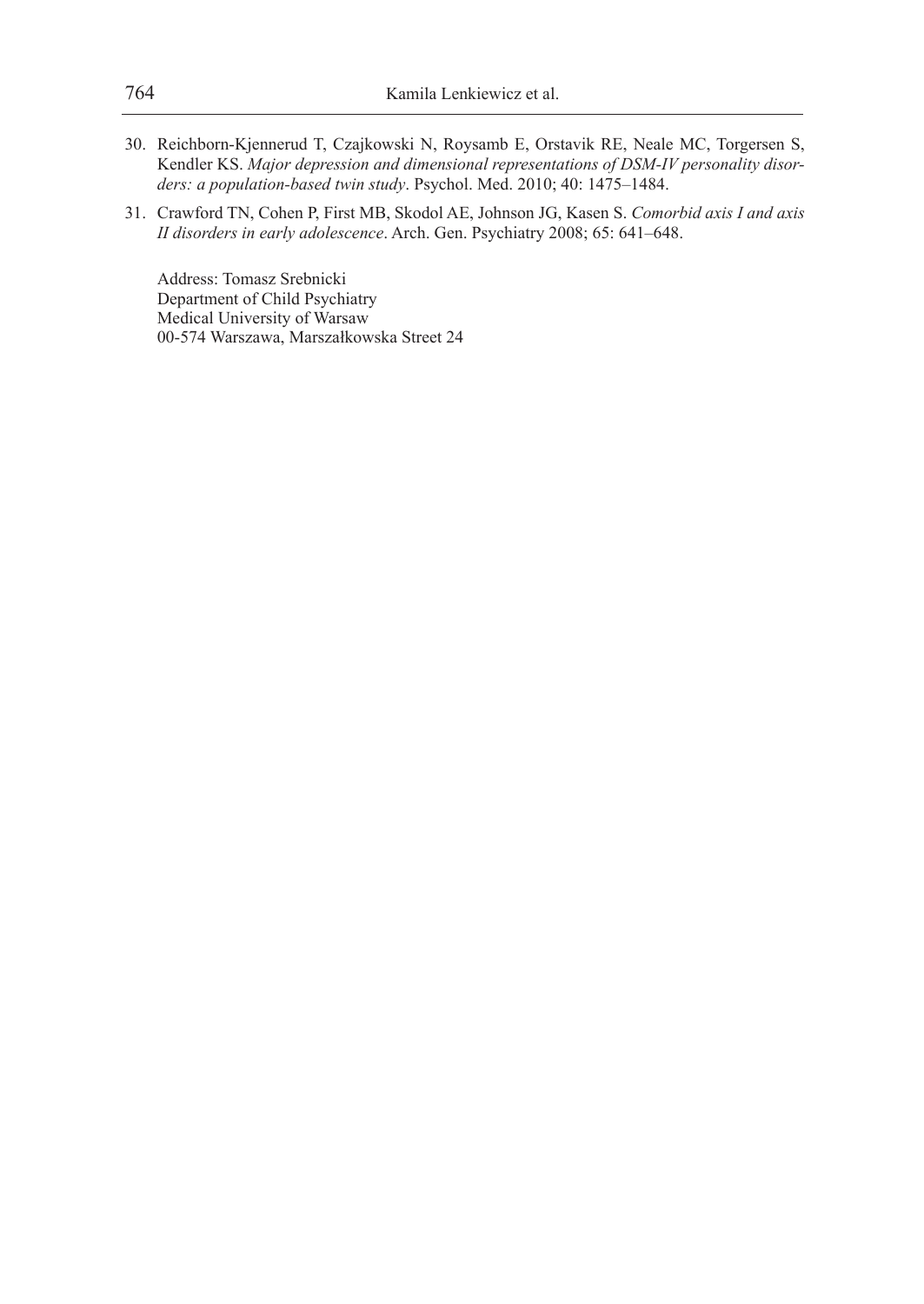30. Reichborn-Kjennerud T, Czajkowski N, Roysamb E, Orstavik RE, Neale MC, Torgersen S, Kendler KS. *Major depression and dimensional representations of DSM-IV personality disorders: a population-based twin study*. Psychol. Med. 2010; 40: 1475–1484.

31. Crawford TN, Cohen P, First MB, Skodol AE, Johnson JG, Kasen S. *Comorbid axis I and axis II disorders in early adolescence*. Arch. Gen. Psychiatry 2008; 65: 641–648.

Address: Tomasz Srebnicki
Department of Child Psychiatry
Medical University of Warsaw
00-574 Warszawa, Marszałkowska Street 24